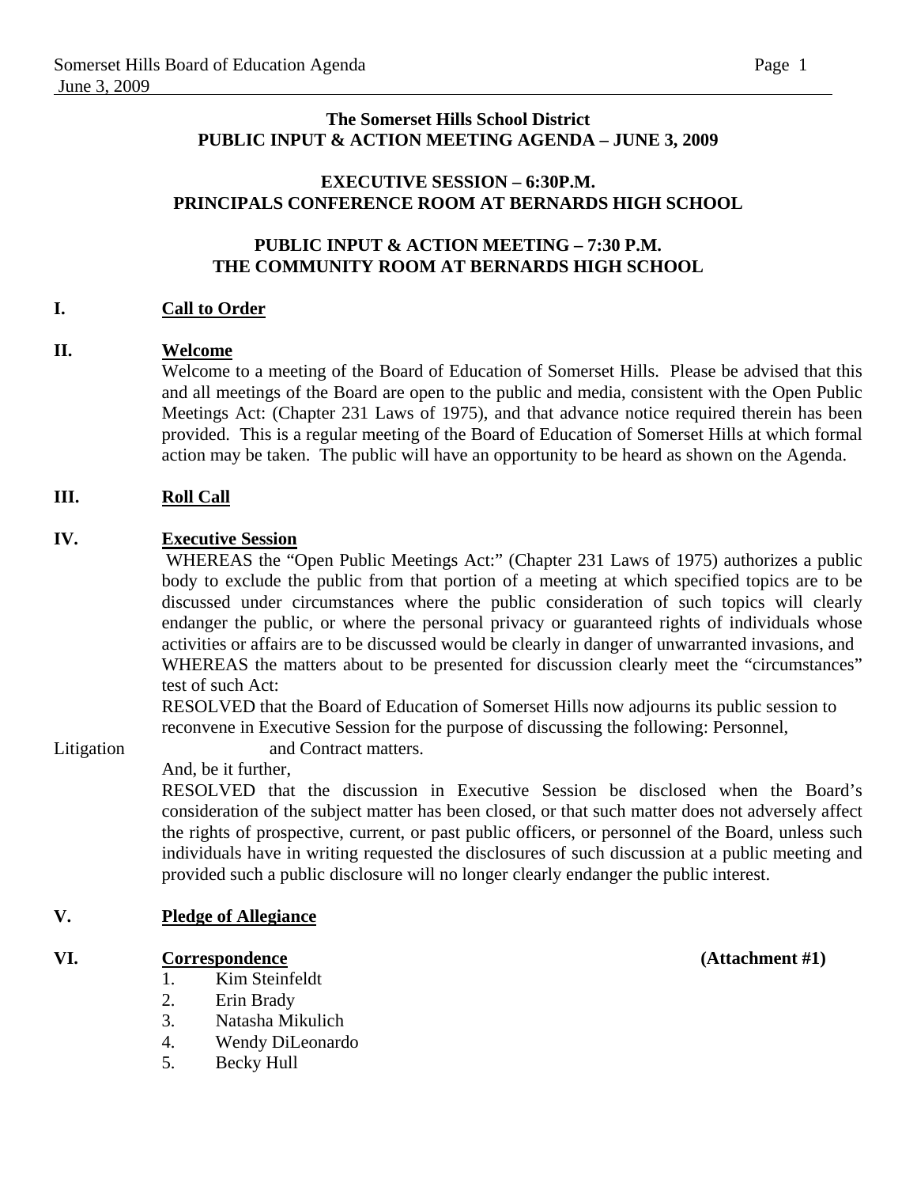**The Somerset Hills School District**
**PUBLIC INPUT & ACTION MEETING AGENDA – JUNE 3, 2009**

**EXECUTIVE SESSION – 6:30P.M.**
**PRINCIPALS CONFERENCE ROOM AT BERNARDS HIGH SCHOOL**

**PUBLIC INPUT & ACTION MEETING – 7:30 P.M.**
**THE COMMUNITY ROOM AT BERNARDS HIGH SCHOOL**

## I. Call to Order

## II. Welcome

Welcome to a meeting of the Board of Education of Somerset Hills. Please be advised that this and all meetings of the Board are open to the public and media, consistent with the Open Public Meetings Act: (Chapter 231 Laws of 1975), and that advance notice required therein has been provided. This is a regular meeting of the Board of Education of Somerset Hills at which formal action may be taken. The public will have an opportunity to be heard as shown on the Agenda.

## III. Roll Call

## IV. Executive Session

WHEREAS the "Open Public Meetings Act:" (Chapter 231 Laws of 1975) authorizes a public body to exclude the public from that portion of a meeting at which specified topics are to be discussed under circumstances where the public consideration of such topics will clearly endanger the public, or where the personal privacy or guaranteed rights of individuals whose activities or affairs are to be discussed would be clearly in danger of unwarranted invasions, and
WHEREAS the matters about to be presented for discussion clearly meet the "circumstances" test of such Act:
RESOLVED that the Board of Education of Somerset Hills now adjourns its public session to reconvene in Executive Session for the purpose of discussing the following: Personnel, Litigation and Contract matters.
And, be it further,
RESOLVED that the discussion in Executive Session be disclosed when the Board's consideration of the subject matter has been closed, or that such matter does not adversely affect the rights of prospective, current, or past public officers, or personnel of the Board, unless such individuals have in writing requested the disclosures of such discussion at a public meeting and provided such a public disclosure will no longer clearly endanger the public interest.

## V. Pledge of Allegiance

## VI. Correspondence (Attachment #1)

1. Kim Steinfeldt
2. Erin Brady
3. Natasha Mikulich
4. Wendy DiLeonardo
5. Becky Hull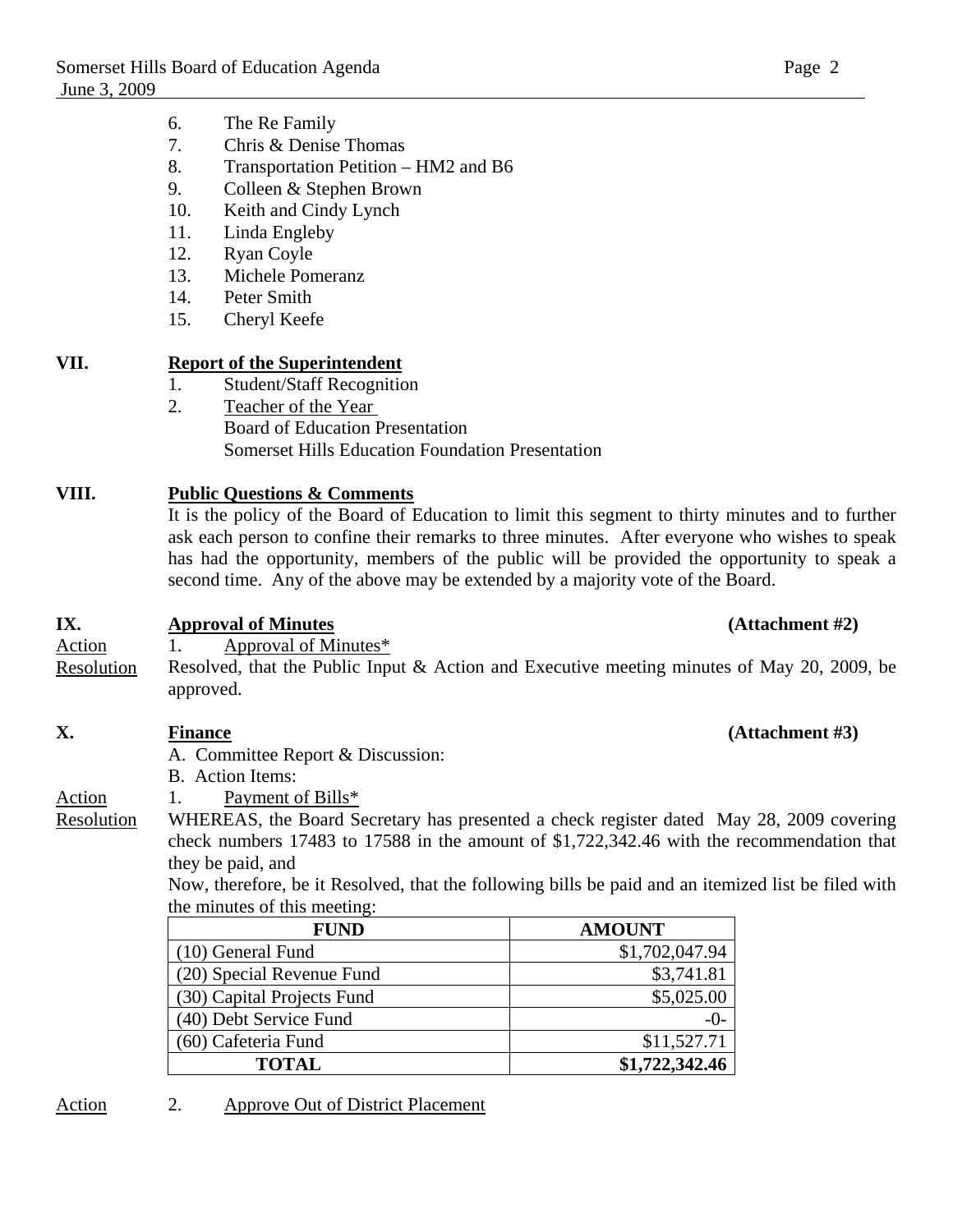6. The Re Family
7. Chris & Denise Thomas
8. Transportation Petition – HM2 and B6
9. Colleen & Stephen Brown
10. Keith and Cindy Lynch
11. Linda Engleby
12. Ryan Coyle
13. Michele Pomeranz
14. Peter Smith
15. Cheryl Keefe

## VII. Report of the Superintendent

1. Student/Staff Recognition
2. Teacher of the Year
   Board of Education Presentation
   Somerset Hills Education Foundation Presentation

## VIII. Public Questions & Comments

It is the policy of the Board of Education to limit this segment to thirty minutes and to further ask each person to confine their remarks to three minutes. After everyone who wishes to speak has had the opportunity, members of the public will be provided the opportunity to speak a second time. Any of the above may be extended by a majority vote of the Board.

## IX. Approval of Minutes (Attachment #2)

Action — 1. Approval of Minutes*

Resolution — Resolved, that the Public Input & Action and Executive meeting minutes of May 20, 2009, be approved.

## X. Finance (Attachment #3)

A. Committee Report & Discussion:

B. Action Items:

Action — 1. Payment of Bills*

Resolution — WHEREAS, the Board Secretary has presented a check register dated May 28, 2009 covering check numbers 17483 to 17588 in the amount of $1,722,342.46 with the recommendation that they be paid, and

Now, therefore, be it Resolved, that the following bills be paid and an itemized list be filed with the minutes of this meeting:

| FUND | AMOUNT |
|---|---|
| (10) General Fund | $1,702,047.94 |
| (20) Special Revenue Fund | $3,741.81 |
| (30) Capital Projects Fund | $5,025.00 |
| (40) Debt Service Fund | -0- |
| (60) Cafeteria Fund | $11,527.71 |
| **TOTAL** | **$1,722,342.46** |

Action — 2. Approve Out of District Placement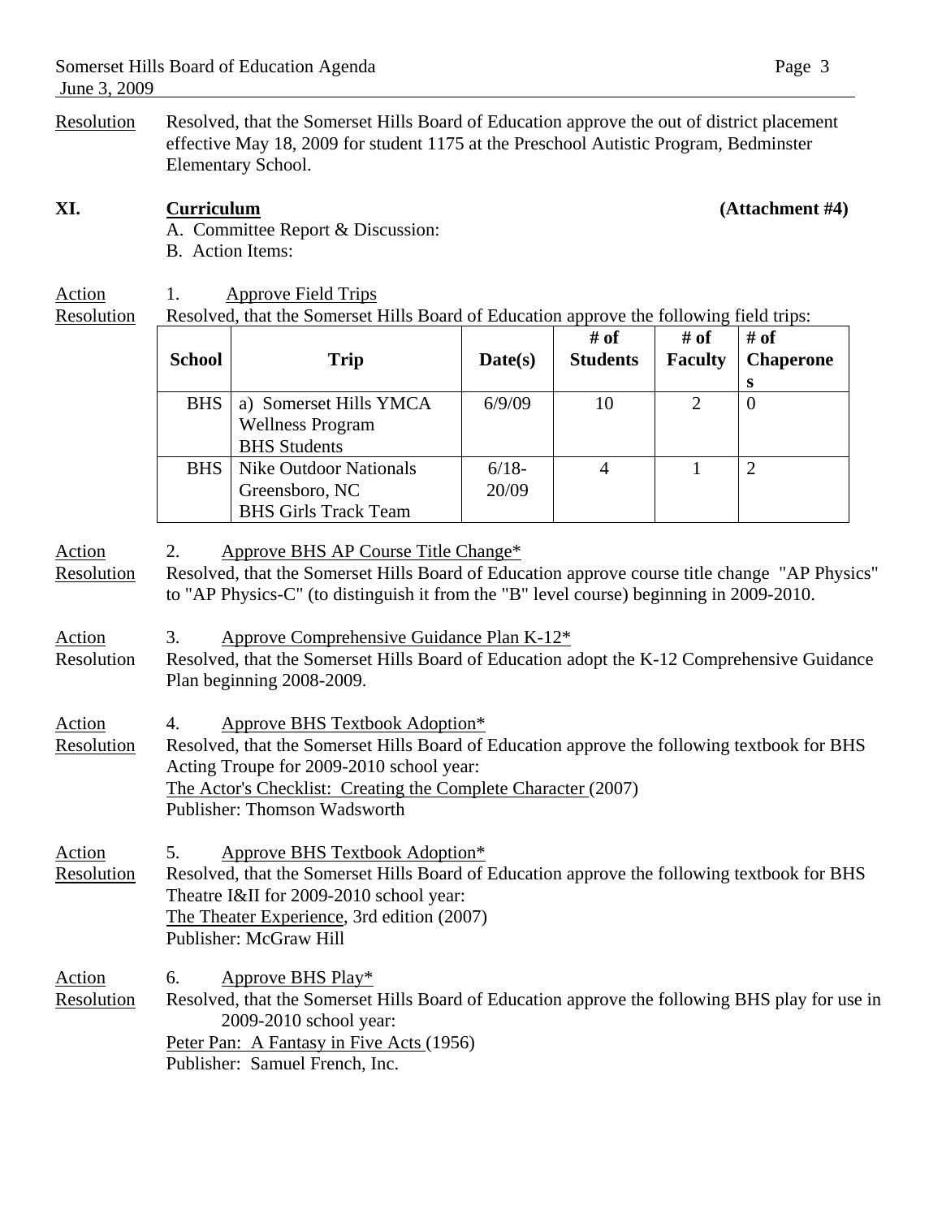Resolution — Resolved, that the Somerset Hills Board of Education approve the out of district placement effective May 18, 2009 for student 1175 at the Preschool Autistic Program, Bedminster Elementary School.

## XI. Curriculum (Attachment #4)

A. Committee Report & Discussion:

B. Action Items:

Action Resolution

1. Approve Field Trips

Resolved, that the Somerset Hills Board of Education approve the following field trips:

| School | Trip | Date(s) | # of Students | # of Faculty | # of Chaperones |
|---|---|---|---|---|---|
| BHS | a) Somerset Hills YMCA Wellness Program BHS Students | 6/9/09 | 10 | 2 | 0 |
| BHS | Nike Outdoor Nationals Greensboro, NC BHS Girls Track Team | 6/18-20/09 | 4 | 1 | 2 |

Action Resolution

2. Approve BHS AP Course Title Change*

Resolved, that the Somerset Hills Board of Education approve course title change "AP Physics" to "AP Physics-C" (to distinguish it from the "B" level course) beginning in 2009-2010.

Action Resolution

3. Approve Comprehensive Guidance Plan K-12*

Resolved, that the Somerset Hills Board of Education adopt the K-12 Comprehensive Guidance Plan beginning 2008-2009.

Action Resolution

4. Approve BHS Textbook Adoption*

Resolved, that the Somerset Hills Board of Education approve the following textbook for BHS Acting Troupe for 2009-2010 school year:
The Actor's Checklist: Creating the Complete Character (2007)
Publisher: Thomson Wadsworth

Action Resolution

5. Approve BHS Textbook Adoption*

Resolved, that the Somerset Hills Board of Education approve the following textbook for BHS Theatre I&II for 2009-2010 school year:
The Theater Experience, 3rd edition (2007)
Publisher: McGraw Hill

Action Resolution

6. Approve BHS Play*

Resolved, that the Somerset Hills Board of Education approve the following BHS play for use in 2009-2010 school year:
Peter Pan: A Fantasy in Five Acts (1956)
Publisher: Samuel French, Inc.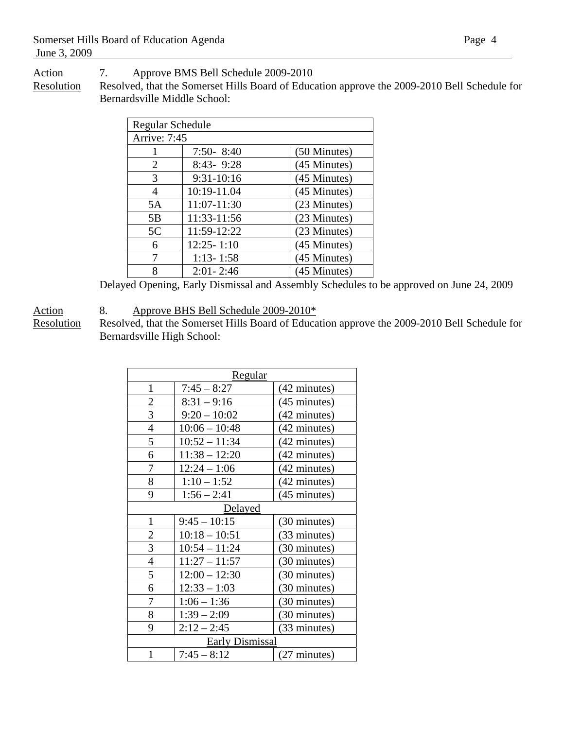Action 7. Approve BMS Bell Schedule 2009-2010

Resolution Resolved, that the Somerset Hills Board of Education approve the 2009-2010 Bell Schedule for Bernardsville Middle School:

| Regular Schedule | | |
|---|---|---|
| Arrive: 7:45 | | |
| 1 | 7:50- 8:40 | (50 Minutes) |
| 2 | 8:43- 9:28 | (45 Minutes) |
| 3 | 9:31-10:16 | (45 Minutes) |
| 4 | 10:19-11.04 | (45 Minutes) |
| 5A | 11:07-11:30 | (23 Minutes) |
| 5B | 11:33-11:56 | (23 Minutes) |
| 5C | 11:59-12:22 | (23 Minutes) |
| 6 | 12:25- 1:10 | (45 Minutes) |
| 7 | 1:13- 1:58 | (45 Minutes) |
| 8 | 2:01- 2:46 | (45 Minutes) |

Delayed Opening, Early Dismissal and Assembly Schedules to be approved on June 24, 2009

Action 8. Approve BHS Bell Schedule 2009-2010*

Resolution Resolved, that the Somerset Hills Board of Education approve the 2009-2010 Bell Schedule for Bernardsville High School:

| Regular | | |
|---|---|---|
| 1 | 7:45 – 8:27 | (42 minutes) |
| 2 | 8:31 – 9:16 | (45 minutes) |
| 3 | 9:20 – 10:02 | (42 minutes) |
| 4 | 10:06 – 10:48 | (42 minutes) |
| 5 | 10:52 – 11:34 | (42 minutes) |
| 6 | 11:38 – 12:20 | (42 minutes) |
| 7 | 12:24 – 1:06 | (42 minutes) |
| 8 | 1:10 – 1:52 | (42 minutes) |
| 9 | 1:56 – 2:41 | (45 minutes) |
| Delayed | | |
| 1 | 9:45 – 10:15 | (30 minutes) |
| 2 | 10:18 – 10:51 | (33 minutes) |
| 3 | 10:54 – 11:24 | (30 minutes) |
| 4 | 11:27 – 11:57 | (30 minutes) |
| 5 | 12:00 – 12:30 | (30 minutes) |
| 6 | 12:33 – 1:03 | (30 minutes) |
| 7 | 1:06 – 1:36 | (30 minutes) |
| 8 | 1:39 – 2:09 | (30 minutes) |
| 9 | 2:12 – 2:45 | (33 minutes) |
| Early Dismissal | | |
| 1 | 7:45 – 8:12 | (27 minutes) |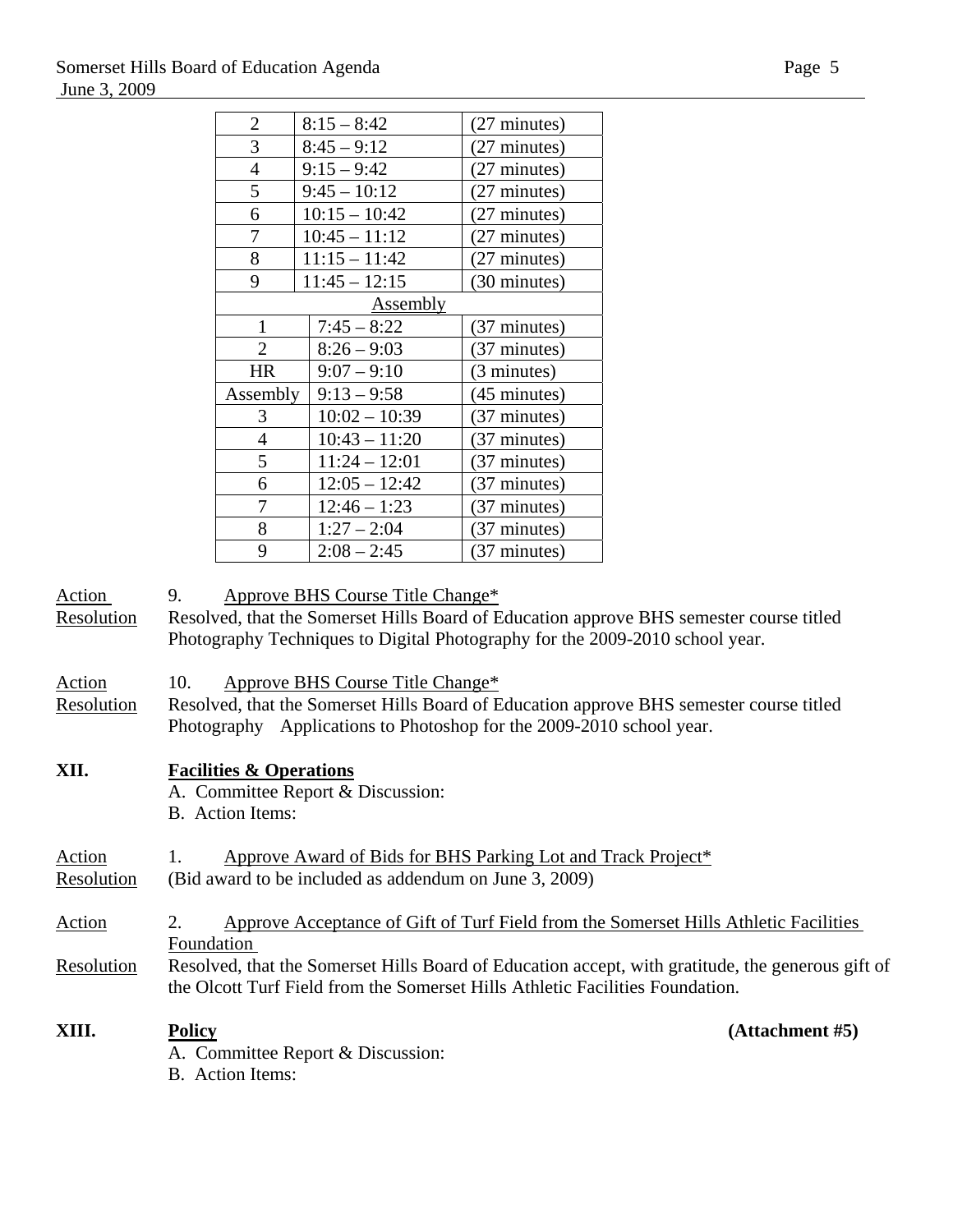| | | |
|---|---|---|
| 2 | 8:15 – 8:42 | (27 minutes) |
| 3 | 8:45 – 9:12 | (27 minutes) |
| 4 | 9:15 – 9:42 | (27 minutes) |
| 5 | 9:45 – 10:12 | (27 minutes) |
| 6 | 10:15 – 10:42 | (27 minutes) |
| 7 | 10:45 – 11:12 | (27 minutes) |
| 8 | 11:15 – 11:42 | (27 minutes) |
| 9 | 11:45 – 12:15 | (30 minutes) |
| **Assembly** | | |
| 1 | 7:45 – 8:22 | (37 minutes) |
| 2 | 8:26 – 9:03 | (37 minutes) |
| HR | 9:07 – 9:10 | (3 minutes) |
| Assembly | 9:13 – 9:58 | (45 minutes) |
| 3 | 10:02 – 10:39 | (37 minutes) |
| 4 | 10:43 – 11:20 | (37 minutes) |
| 5 | 11:24 – 12:01 | (37 minutes) |
| 6 | 12:05 – 12:42 | (37 minutes) |
| 7 | 12:46 – 1:23 | (37 minutes) |
| 8 | 1:27 – 2:04 | (37 minutes) |
| 9 | 2:08 – 2:45 | (37 minutes) |

Action 9. Approve BHS Course Title Change*

Resolution Resolved, that the Somerset Hills Board of Education approve BHS semester course titled Photography Techniques to Digital Photography for the 2009-2010 school year.

Action 10. Approve BHS Course Title Change*

Resolution Resolved, that the Somerset Hills Board of Education approve BHS semester course titled Photography Applications to Photoshop for the 2009-2010 school year.

## XII. Facilities & Operations

A. Committee Report & Discussion:

B. Action Items:

Action 1. Approve Award of Bids for BHS Parking Lot and Track Project*

Resolution (Bid award to be included as addendum on June 3, 2009)

Action 2. Approve Acceptance of Gift of Turf Field from the Somerset Hills Athletic Facilities Foundation

Resolution Resolved, that the Somerset Hills Board of Education accept, with gratitude, the generous gift of the Olcott Turf Field from the Somerset Hills Athletic Facilities Foundation.

## XIII. Policy (Attachment #5)

A. Committee Report & Discussion:

B. Action Items: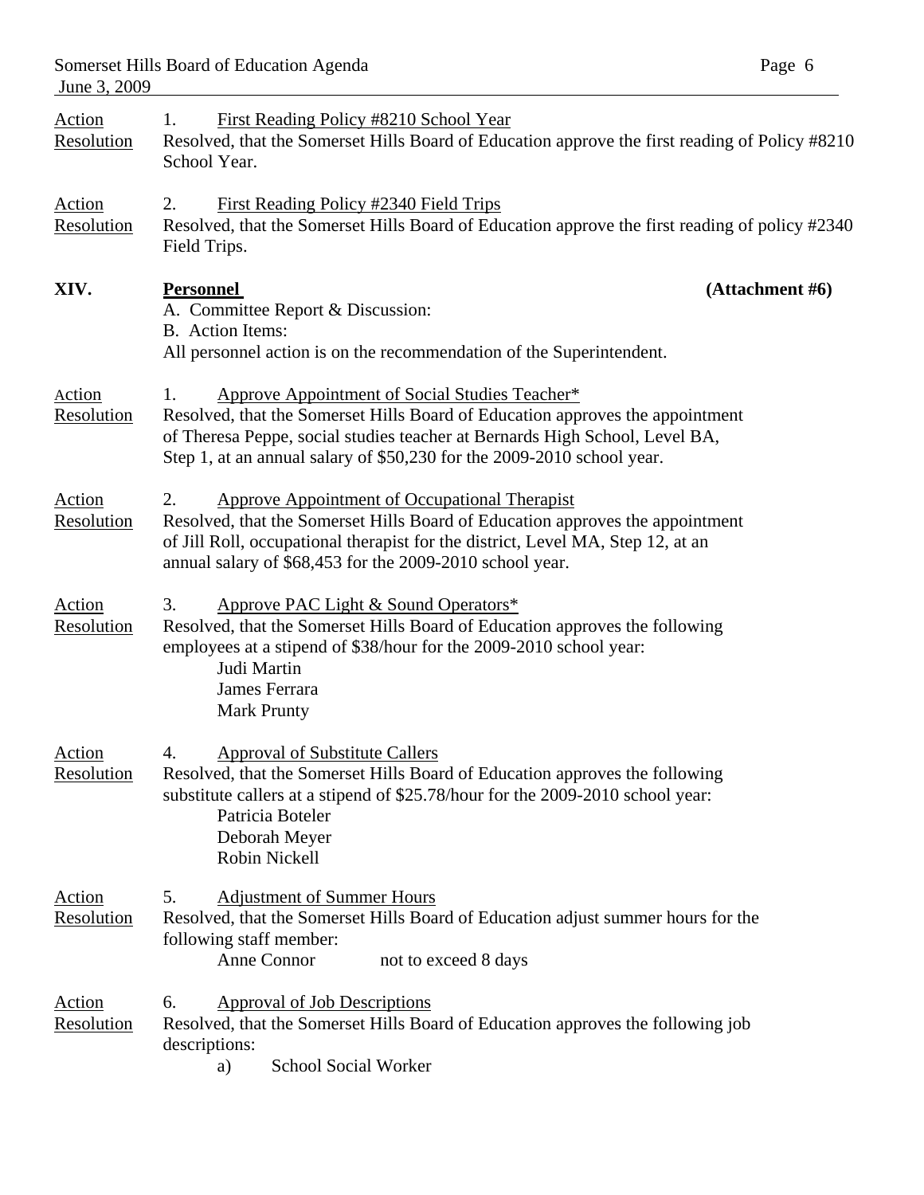Action Resolution

1. First Reading Policy #8210 School Year

Resolved, that the Somerset Hills Board of Education approve the first reading of Policy #8210 School Year.

Action Resolution

2. First Reading Policy #2340 Field Trips

Resolved, that the Somerset Hills Board of Education approve the first reading of policy #2340 Field Trips.

## XIV. Personnel (Attachment #6)

A. Committee Report & Discussion:

B. Action Items:

All personnel action is on the recommendation of the Superintendent.

Action Resolution

1. Approve Appointment of Social Studies Teacher*

Resolved, that the Somerset Hills Board of Education approves the appointment of Theresa Peppe, social studies teacher at Bernards High School, Level BA, Step 1, at an annual salary of $50,230 for the 2009-2010 school year.

Action Resolution

2. Approve Appointment of Occupational Therapist

Resolved, that the Somerset Hills Board of Education approves the appointment of Jill Roll, occupational therapist for the district, Level MA, Step 12, at an annual salary of $68,453 for the 2009-2010 school year.

Action Resolution

3. Approve PAC Light & Sound Operators*

Resolved, that the Somerset Hills Board of Education approves the following employees at a stipend of $38/hour for the 2009-2010 school year:

Judi Martin
James Ferrara
Mark Prunty

Action Resolution

4. Approval of Substitute Callers

Resolved, that the Somerset Hills Board of Education approves the following substitute callers at a stipend of $25.78/hour for the 2009-2010 school year:

Patricia Boteler
Deborah Meyer
Robin Nickell

Action Resolution

5. Adjustment of Summer Hours

Resolved, that the Somerset Hills Board of Education adjust summer hours for the following staff member:

Anne Connor not to exceed 8 days

Action Resolution

6. Approval of Job Descriptions

Resolved, that the Somerset Hills Board of Education approves the following job descriptions:

a) School Social Worker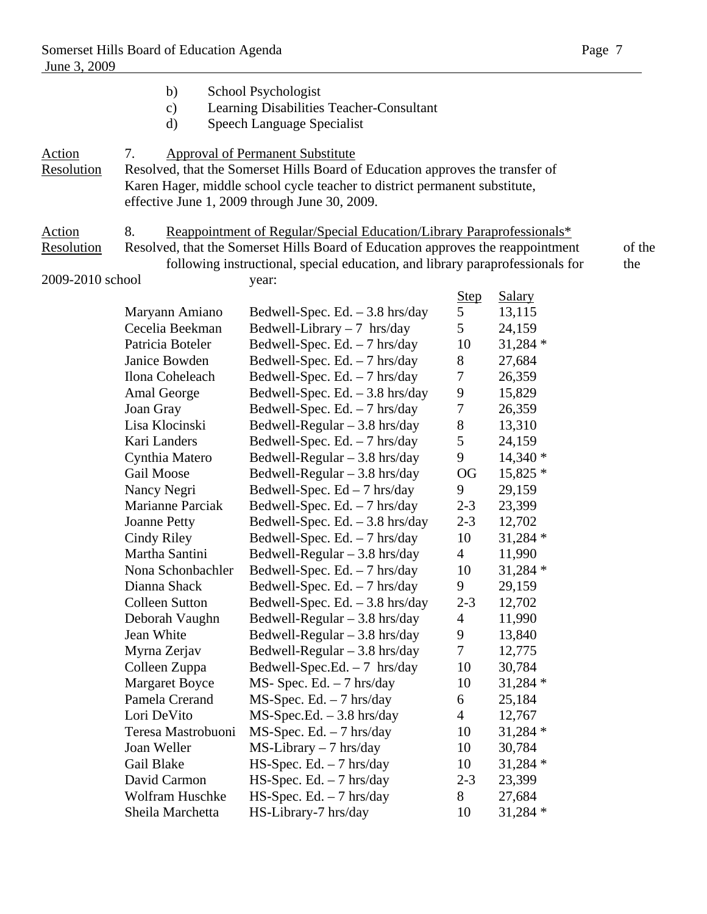b) School Psychologist
c) Learning Disabilities Teacher-Consultant
d) Speech Language Specialist

Action Resolution

7. Approval of Permanent Substitute

Resolved, that the Somerset Hills Board of Education approves the transfer of Karen Hager, middle school cycle teacher to district permanent substitute, effective June 1, 2009 through June 30, 2009.

Action Resolution

8. Reappointment of Regular/Special Education/Library Paraprofessionals*

Resolved, that the Somerset Hills Board of Education approves the reappointment of the following instructional, special education, and library paraprofessionals for the 2009-2010 school year:

| Name | Position | Step | Salary |
|---|---|---|---|
| Maryann Amiano | Bedwell-Spec. Ed. – 3.8 hrs/day | 5 | 13,115 |
| Cecelia Beekman | Bedwell-Library – 7 hrs/day | 5 | 24,159 |
| Patricia Boteler | Bedwell-Spec. Ed. – 7 hrs/day | 10 | 31,284 * |
| Janice Bowden | Bedwell-Spec. Ed. – 7 hrs/day | 8 | 27,684 |
| Ilona Coheleach | Bedwell-Spec. Ed. – 7 hrs/day | 7 | 26,359 |
| Amal George | Bedwell-Spec. Ed. – 3.8 hrs/day | 9 | 15,829 |
| Joan Gray | Bedwell-Spec. Ed. – 7 hrs/day | 7 | 26,359 |
| Lisa Klocinski | Bedwell-Regular – 3.8 hrs/day | 8 | 13,310 |
| Kari Landers | Bedwell-Spec. Ed. – 7 hrs/day | 5 | 24,159 |
| Cynthia Matero | Bedwell-Regular – 3.8 hrs/day | 9 | 14,340 * |
| Gail Moose | Bedwell-Regular – 3.8 hrs/day | OG | 15,825 * |
| Nancy Negri | Bedwell-Spec. Ed – 7 hrs/day | 9 | 29,159 |
| Marianne Parciak | Bedwell-Spec. Ed. – 7 hrs/day | 2-3 | 23,399 |
| Joanne Petty | Bedwell-Spec. Ed. – 3.8 hrs/day | 2-3 | 12,702 |
| Cindy Riley | Bedwell-Spec. Ed. – 7 hrs/day | 10 | 31,284 * |
| Martha Santini | Bedwell-Regular – 3.8 hrs/day | 4 | 11,990 |
| Nona Schonbachler | Bedwell-Spec. Ed. – 7 hrs/day | 10 | 31,284 * |
| Dianna Shack | Bedwell-Spec. Ed. – 7 hrs/day | 9 | 29,159 |
| Colleen Sutton | Bedwell-Spec. Ed. – 3.8 hrs/day | 2-3 | 12,702 |
| Deborah Vaughn | Bedwell-Regular – 3.8 hrs/day | 4 | 11,990 |
| Jean White | Bedwell-Regular – 3.8 hrs/day | 9 | 13,840 |
| Myrna Zerjav | Bedwell-Regular – 3.8 hrs/day | 7 | 12,775 |
| Colleen Zuppa | Bedwell-Spec.Ed. – 7 hrs/day | 10 | 30,784 |
| Margaret Boyce | MS- Spec. Ed. – 7 hrs/day | 10 | 31,284 * |
| Pamela Crerand | MS-Spec. Ed. – 7 hrs/day | 6 | 25,184 |
| Lori DeVito | MS-Spec.Ed. – 3.8 hrs/day | 4 | 12,767 |
| Teresa Mastrobuoni | MS-Spec. Ed. – 7 hrs/day | 10 | 31,284 * |
| Joan Weller | MS-Library – 7 hrs/day | 10 | 30,784 |
| Gail Blake | HS-Spec. Ed. – 7 hrs/day | 10 | 31,284 * |
| David Carmon | HS-Spec. Ed. – 7 hrs/day | 2-3 | 23,399 |
| Wolfram Huschke | HS-Spec. Ed. – 7 hrs/day | 8 | 27,684 |
| Sheila Marchetta | HS-Library-7 hrs/day | 10 | 31,284 * |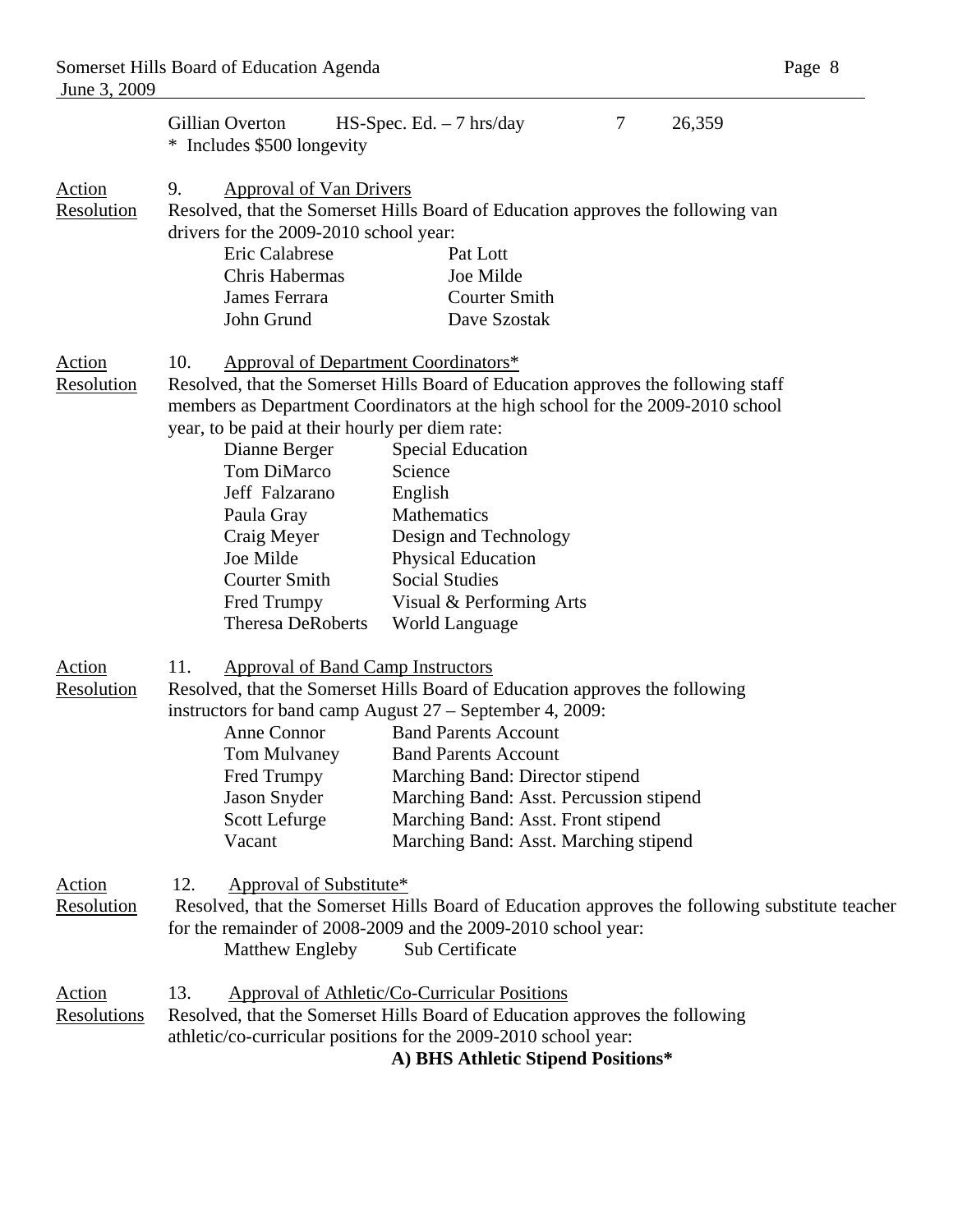| | | | |
|---|---|---|---|
| Gillian Overton | HS-Spec. Ed. – 7 hrs/day | 7 | 26,359 |

\* Includes $500 longevity

Action Resolution

9. Approval of Van Drivers

Resolved, that the Somerset Hills Board of Education approves the following van drivers for the 2009-2010 school year:

| | |
|---|---|
| Eric Calabrese | Pat Lott |
| Chris Habermas | Joe Milde |
| James Ferrara | Courter Smith |
| John Grund | Dave Szostak |

Action Resolution

10. Approval of Department Coordinators*

Resolved, that the Somerset Hills Board of Education approves the following staff members as Department Coordinators at the high school for the 2009-2010 school year, to be paid at their hourly per diem rate:

| | |
|---|---|
| Dianne Berger | Special Education |
| Tom DiMarco | Science |
| Jeff Falzarano | English |
| Paula Gray | Mathematics |
| Craig Meyer | Design and Technology |
| Joe Milde | Physical Education |
| Courter Smith | Social Studies |
| Fred Trumpy | Visual & Performing Arts |
| Theresa DeRoberts | World Language |

Action Resolution

11. Approval of Band Camp Instructors

Resolved, that the Somerset Hills Board of Education approves the following instructors for band camp August 27 – September 4, 2009:

| | |
|---|---|
| Anne Connor | Band Parents Account |
| Tom Mulvaney | Band Parents Account |
| Fred Trumpy | Marching Band: Director stipend |
| Jason Snyder | Marching Band: Asst. Percussion stipend |
| Scott Lefurge | Marching Band: Asst. Front stipend |
| Vacant | Marching Band: Asst. Marching stipend |

Action Resolution

12. Approval of Substitute*

Resolved, that the Somerset Hills Board of Education approves the following substitute teacher for the remainder of 2008-2009 and the 2009-2010 school year:

| | |
|---|---|
| Matthew Engleby | Sub Certificate |

Action Resolutions

13. Approval of Athletic/Co-Curricular Positions

Resolved, that the Somerset Hills Board of Education approves the following athletic/co-curricular positions for the 2009-2010 school year:

**A) BHS Athletic Stipend Positions***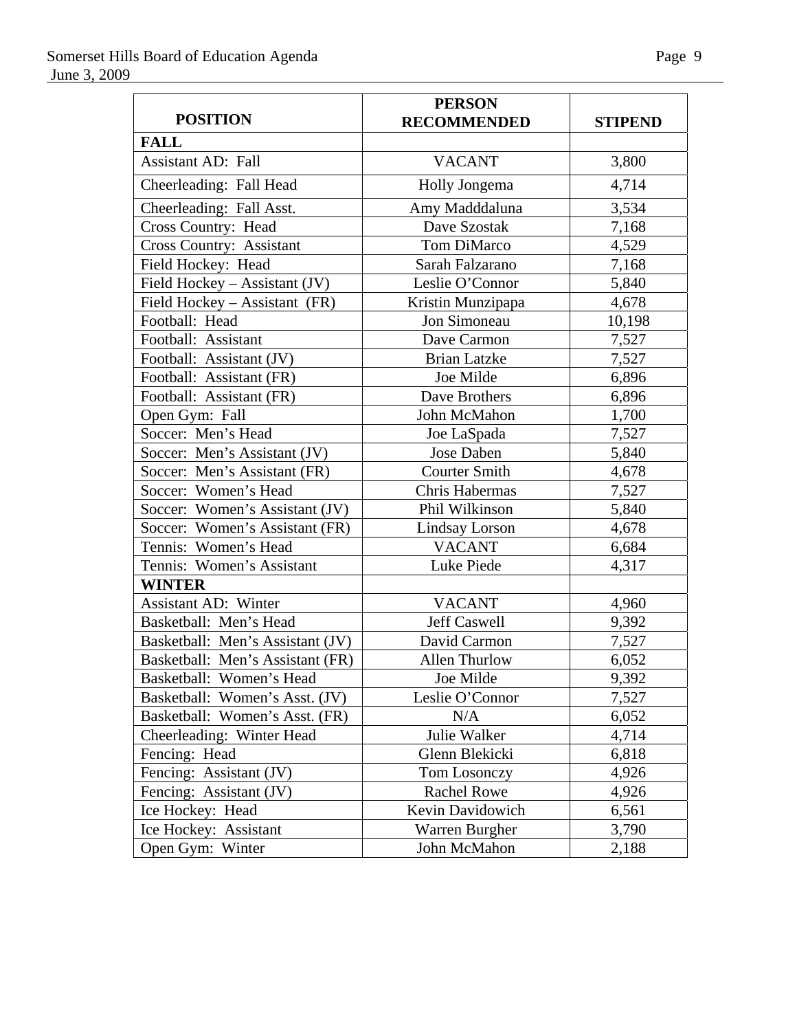| POSITION | PERSON RECOMMENDED | STIPEND |
|---|---|---|
| **FALL** | | |
| Assistant AD: Fall | VACANT | 3,800 |
| Cheerleading: Fall Head | Holly Jongema | 4,714 |
| Cheerleading: Fall Asst. | Amy Madddaluna | 3,534 |
| Cross Country: Head | Dave Szostak | 7,168 |
| Cross Country: Assistant | Tom DiMarco | 4,529 |
| Field Hockey: Head | Sarah Falzarano | 7,168 |
| Field Hockey – Assistant (JV) | Leslie O'Connor | 5,840 |
| Field Hockey – Assistant (FR) | Kristin Munzipapa | 4,678 |
| Football: Head | Jon Simoneau | 10,198 |
| Football: Assistant | Dave Carmon | 7,527 |
| Football: Assistant (JV) | Brian Latzke | 7,527 |
| Football: Assistant (FR) | Joe Milde | 6,896 |
| Football: Assistant (FR) | Dave Brothers | 6,896 |
| Open Gym: Fall | John McMahon | 1,700 |
| Soccer: Men's Head | Joe LaSpada | 7,527 |
| Soccer: Men's Assistant (JV) | Jose Daben | 5,840 |
| Soccer: Men's Assistant (FR) | Courter Smith | 4,678 |
| Soccer: Women's Head | Chris Habermas | 7,527 |
| Soccer: Women's Assistant (JV) | Phil Wilkinson | 5,840 |
| Soccer: Women's Assistant (FR) | Lindsay Lorson | 4,678 |
| Tennis: Women's Head | VACANT | 6,684 |
| Tennis: Women's Assistant | Luke Piede | 4,317 |
| **WINTER** | | |
| Assistant AD: Winter | VACANT | 4,960 |
| Basketball: Men's Head | Jeff Caswell | 9,392 |
| Basketball: Men's Assistant (JV) | David Carmon | 7,527 |
| Basketball: Men's Assistant (FR) | Allen Thurlow | 6,052 |
| Basketball: Women's Head | Joe Milde | 9,392 |
| Basketball: Women's Asst. (JV) | Leslie O'Connor | 7,527 |
| Basketball: Women's Asst. (FR) | N/A | 6,052 |
| Cheerleading: Winter Head | Julie Walker | 4,714 |
| Fencing: Head | Glenn Blekicki | 6,818 |
| Fencing: Assistant (JV) | Tom Losonczy | 4,926 |
| Fencing: Assistant (JV) | Rachel Rowe | 4,926 |
| Ice Hockey: Head | Kevin Davidowich | 6,561 |
| Ice Hockey: Assistant | Warren Burgher | 3,790 |
| Open Gym: Winter | John McMahon | 2,188 |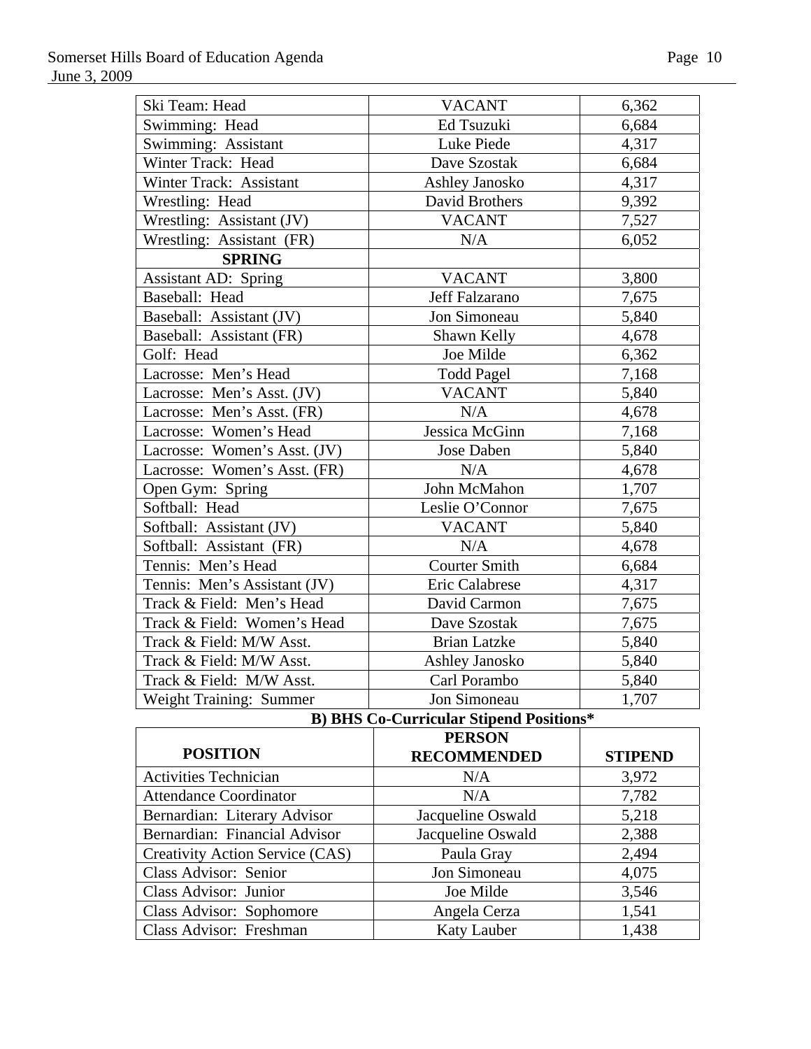| | | |
|---|---|---|
| Ski Team: Head | VACANT | 6,362 |
| Swimming: Head | Ed Tsuzuki | 6,684 |
| Swimming: Assistant | Luke Piede | 4,317 |
| Winter Track: Head | Dave Szostak | 6,684 |
| Winter Track: Assistant | Ashley Janosko | 4,317 |
| Wrestling: Head | David Brothers | 9,392 |
| Wrestling: Assistant (JV) | VACANT | 7,527 |
| Wrestling: Assistant (FR) | N/A | 6,052 |
| **SPRING** | | |
| Assistant AD: Spring | VACANT | 3,800 |
| Baseball: Head | Jeff Falzarano | 7,675 |
| Baseball: Assistant (JV) | Jon Simoneau | 5,840 |
| Baseball: Assistant (FR) | Shawn Kelly | 4,678 |
| Golf: Head | Joe Milde | 6,362 |
| Lacrosse: Men's Head | Todd Pagel | 7,168 |
| Lacrosse: Men's Asst. (JV) | VACANT | 5,840 |
| Lacrosse: Men's Asst. (FR) | N/A | 4,678 |
| Lacrosse: Women's Head | Jessica McGinn | 7,168 |
| Lacrosse: Women's Asst. (JV) | Jose Daben | 5,840 |
| Lacrosse: Women's Asst. (FR) | N/A | 4,678 |
| Open Gym: Spring | John McMahon | 1,707 |
| Softball: Head | Leslie O'Connor | 7,675 |
| Softball: Assistant (JV) | VACANT | 5,840 |
| Softball: Assistant (FR) | N/A | 4,678 |
| Tennis: Men's Head | Courter Smith | 6,684 |
| Tennis: Men's Assistant (JV) | Eric Calabrese | 4,317 |
| Track & Field: Men's Head | David Carmon | 7,675 |
| Track & Field: Women's Head | Dave Szostak | 7,675 |
| Track & Field: M/W Asst. | Brian Latzke | 5,840 |
| Track & Field: M/W Asst. | Ashley Janosko | 5,840 |
| Track & Field: M/W Asst. | Carl Porambo | 5,840 |
| Weight Training: Summer | Jon Simoneau | 1,707 |

**B) BHS Co-Curricular Stipend Positions***

| POSITION | PERSON RECOMMENDED | STIPEND |
|---|---|---|
| Activities Technician | N/A | 3,972 |
| Attendance Coordinator | N/A | 7,782 |
| Bernardian: Literary Advisor | Jacqueline Oswald | 5,218 |
| Bernardian: Financial Advisor | Jacqueline Oswald | 2,388 |
| Creativity Action Service (CAS) | Paula Gray | 2,494 |
| Class Advisor: Senior | Jon Simoneau | 4,075 |
| Class Advisor: Junior | Joe Milde | 3,546 |
| Class Advisor: Sophomore | Angela Cerza | 1,541 |
| Class Advisor: Freshman | Katy Lauber | 1,438 |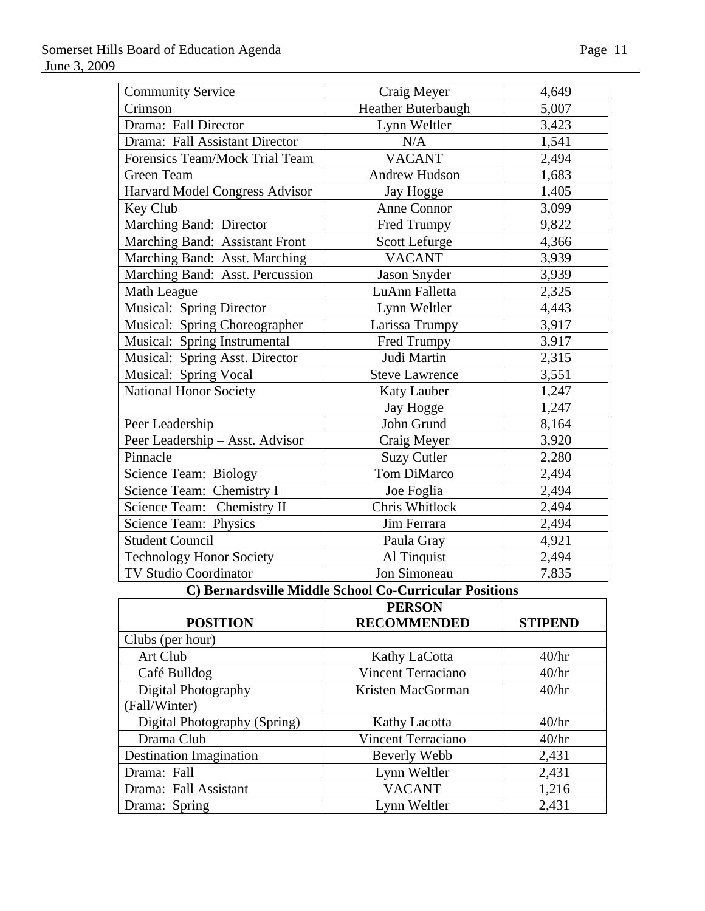| Community Service | Craig Meyer | 4,649 |
|---|---|---|
| Crimson | Heather Buterbaugh | 5,007 |
| Drama: Fall Director | Lynn Weltler | 3,423 |
| Drama: Fall Assistant Director | N/A | 1,541 |
| Forensics Team/Mock Trial Team | VACANT | 2,494 |
| Green Team | Andrew Hudson | 1,683 |
| Harvard Model Congress Advisor | Jay Hogge | 1,405 |
| Key Club | Anne Connor | 3,099 |
| Marching Band: Director | Fred Trumpy | 9,822 |
| Marching Band: Assistant Front | Scott Lefurge | 4,366 |
| Marching Band: Asst. Marching | VACANT | 3,939 |
| Marching Band: Asst. Percussion | Jason Snyder | 3,939 |
| Math League | LuAnn Falletta | 2,325 |
| Musical: Spring Director | Lynn Weltler | 4,443 |
| Musical: Spring Choreographer | Larissa Trumpy | 3,917 |
| Musical: Spring Instrumental | Fred Trumpy | 3,917 |
| Musical: Spring Asst. Director | Judi Martin | 2,315 |
| Musical: Spring Vocal | Steve Lawrence | 3,551 |
| National Honor Society | Katy Lauber<br>Jay Hogge | 1,247<br>1,247 |
| Peer Leadership | John Grund | 8,164 |
| Peer Leadership – Asst. Advisor | Craig Meyer | 3,920 |
| Pinnacle | Suzy Cutler | 2,280 |
| Science Team: Biology | Tom DiMarco | 2,494 |
| Science Team: Chemistry I | Joe Foglia | 2,494 |
| Science Team: Chemistry II | Chris Whitlock | 2,494 |
| Science Team: Physics | Jim Ferrara | 2,494 |
| Student Council | Paula Gray | 4,921 |
| Technology Honor Society | Al Tinquist | 2,494 |
| TV Studio Coordinator | Jon Simoneau | 7,835 |

**C) Bernardsville Middle School Co-Curricular Positions**

| POSITION | PERSON RECOMMENDED | STIPEND |
|---|---|---|
| Clubs (per hour) | | |
| Art Club | Kathy LaCotta | 40/hr |
| Café Bulldog | Vincent Terraciano | 40/hr |
| Digital Photography (Fall/Winter) | Kristen MacGorman | 40/hr |
| Digital Photography (Spring) | Kathy Lacotta | 40/hr |
| Drama Club | Vincent Terraciano | 40/hr |
| Destination Imagination | Beverly Webb | 2,431 |
| Drama: Fall | Lynn Weltler | 2,431 |
| Drama: Fall Assistant | VACANT | 1,216 |
| Drama: Spring | Lynn Weltler | 2,431 |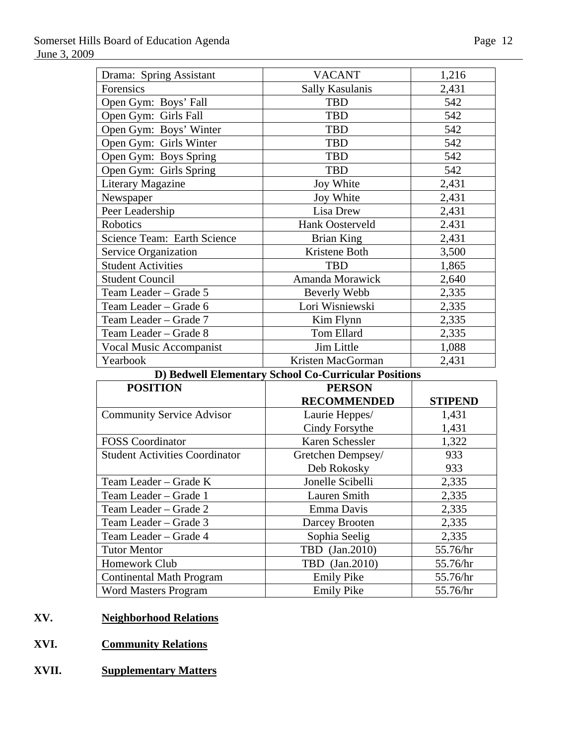| | | |
|---|---|---|
| Drama: Spring Assistant | VACANT | 1,216 |
| Forensics | Sally Kasulanis | 2,431 |
| Open Gym: Boys' Fall | TBD | 542 |
| Open Gym: Girls Fall | TBD | 542 |
| Open Gym: Boys' Winter | TBD | 542 |
| Open Gym: Girls Winter | TBD | 542 |
| Open Gym: Boys Spring | TBD | 542 |
| Open Gym: Girls Spring | TBD | 542 |
| Literary Magazine | Joy White | 2,431 |
| Newspaper | Joy White | 2,431 |
| Peer Leadership | Lisa Drew | 2,431 |
| Robotics | Hank Oosterveld | 2.431 |
| Science Team: Earth Science | Brian King | 2,431 |
| Service Organization | Kristene Both | 3,500 |
| Student Activities | TBD | 1,865 |
| Student Council | Amanda Morawick | 2,640 |
| Team Leader – Grade 5 | Beverly Webb | 2,335 |
| Team Leader – Grade 6 | Lori Wisniewski | 2,335 |
| Team Leader – Grade 7 | Kim Flynn | 2,335 |
| Team Leader – Grade 8 | Tom Ellard | 2,335 |
| Vocal Music Accompanist | Jim Little | 1,088 |
| Yearbook | Kristen MacGorman | 2,431 |

**D) Bedwell Elementary School Co-Curricular Positions**

| POSITION | PERSON RECOMMENDED | STIPEND |
|---|---|---|
| Community Service Advisor | Laurie Heppes/<br>Cindy Forsythe | 1,431<br>1,431 |
| FOSS Coordinator | Karen Schessler | 1,322 |
| Student Activities Coordinator | Gretchen Dempsey/<br>Deb Rokosky | 933<br>933 |
| Team Leader – Grade K | Jonelle Scibelli | 2,335 |
| Team Leader – Grade 1 | Lauren Smith | 2,335 |
| Team Leader – Grade 2 | Emma Davis | 2,335 |
| Team Leader – Grade 3 | Darcey Brooten | 2,335 |
| Team Leader – Grade 4 | Sophia Seelig | 2,335 |
| Tutor Mentor | TBD (Jan.2010) | 55.76/hr |
| Homework Club | TBD (Jan.2010) | 55.76/hr |
| Continental Math Program | Emily Pike | 55.76/hr |
| Word Masters Program | Emily Pike | 55.76/hr |

**XV. Neighborhood Relations**

**XVI. Community Relations**

**XVII. Supplementary Matters**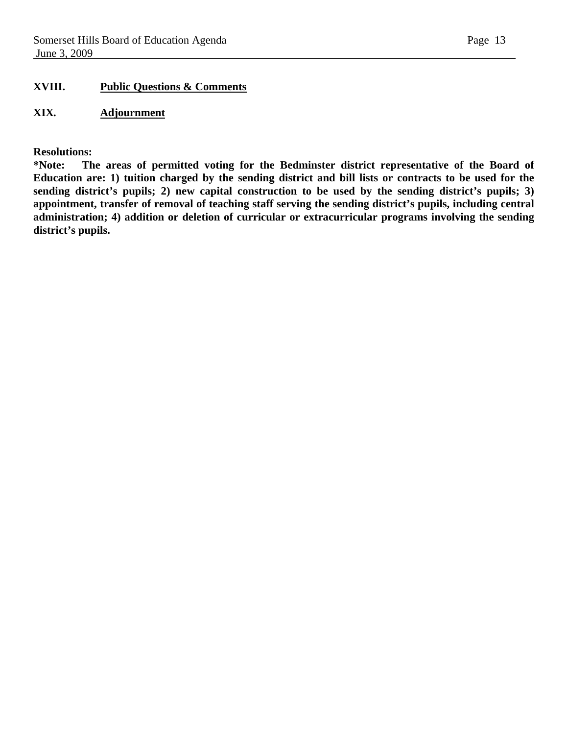**XVIII. Public Questions & Comments**

**XIX. Adjournment**

**Resolutions:**

**\*Note: The areas of permitted voting for the Bedminster district representative of the Board of Education are: 1) tuition charged by the sending district and bill lists or contracts to be used for the sending district's pupils; 2) new capital construction to be used by the sending district's pupils; 3) appointment, transfer of removal of teaching staff serving the sending district's pupils, including central administration; 4) addition or deletion of curricular or extracurricular programs involving the sending district's pupils.**